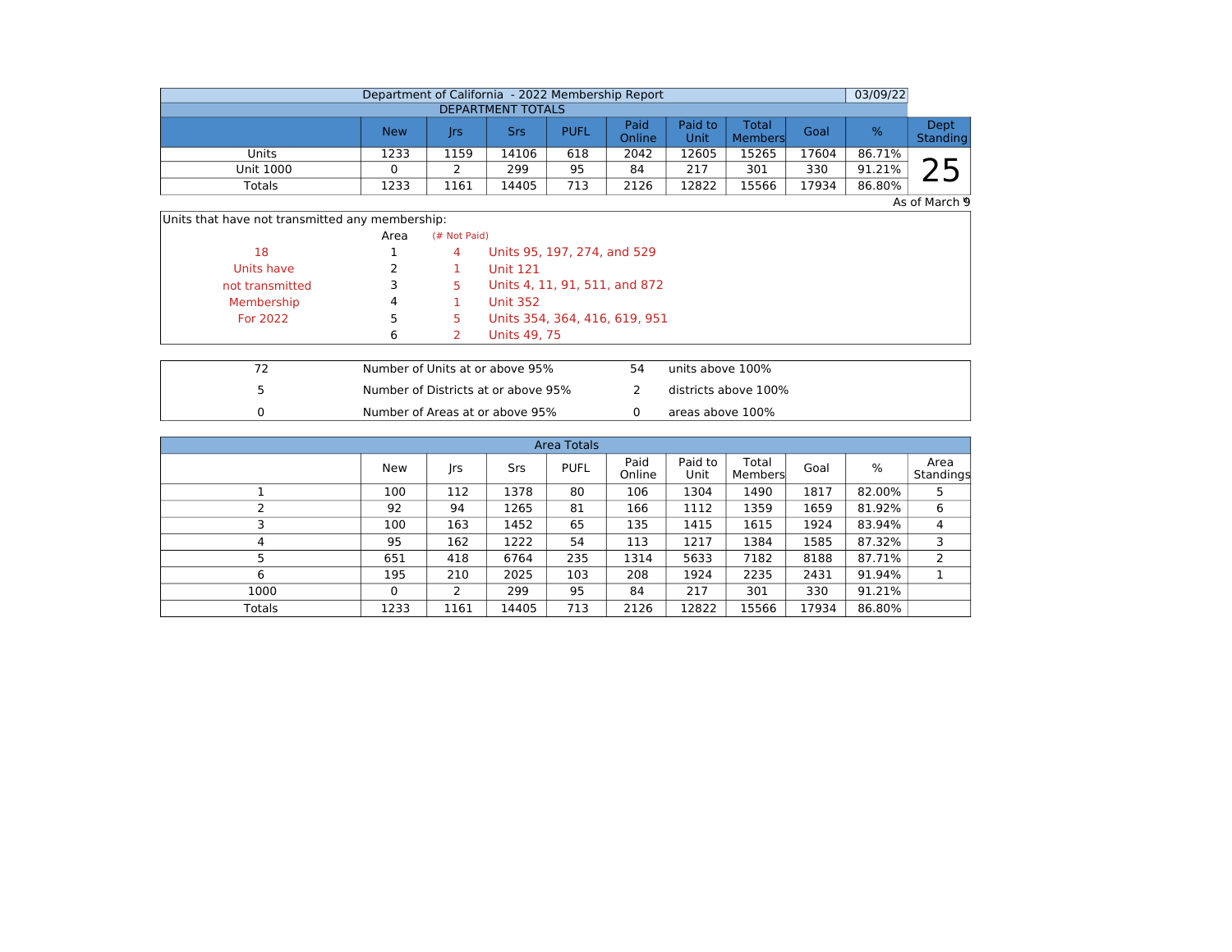| Department of California - 2022 Membership Report | | | | | | | | | | 03/09/22 | |
|---|---|---|---|---|---|---|---|---|---|---|---|
| DEPARTMENT TOTALS | | | | | | | | | | | |
| | New | Jrs | Srs | PUFL | Paid Online | Paid to Unit | Total Members | Goal | % | Dept Standing |
| Units | 1233 | 1159 | 14106 | 618 | 2042 | 12605 | 15265 | 17604 | 86.71% | 25 |
| Unit 1000 | 0 | 2 | 299 | 95 | 84 | 217 | 301 | 330 | 91.21% | |
| Totals | 1233 | 1161 | 14405 | 713 | 2126 | 12822 | 15566 | 17934 | 86.80% | |

As of March 9

Units that have not transmitted any membership:

| | Area | (# Not Paid) | |
|---|---|---|---|
| 18 | 1 | 4 | Units 95, 197, 274, and 529 |
| Units have | 2 | 1 | Unit 121 |
| not transmitted | 3 | 5 | Units 4, 11, 91, 511, and 872 |
| Membership | 4 | 1 | Unit 352 |
| For 2022 | 5 | 5 | Units 354, 364, 416, 619, 951 |
| | 6 | 2 | Units 49, 75 |

| | | | |
|---|---|---|---|
| 72 | Number of Units at or above 95% | 54 | units above 100% |
| 5 | Number of Districts at or above 95% | 2 | districts above 100% |
| 0 | Number of Areas at or above 95% | 0 | areas above 100% |

| Area Totals | | | | | | | | | | |
|---|---|---|---|---|---|---|---|---|---|---|
| | New | Jrs | Srs | PUFL | Paid Online | Paid to Unit | Total Members | Goal | % | Area Standings |
| 1 | 100 | 112 | 1378 | 80 | 106 | 1304 | 1490 | 1817 | 82.00% | 5 |
| 2 | 92 | 94 | 1265 | 81 | 166 | 1112 | 1359 | 1659 | 81.92% | 6 |
| 3 | 100 | 163 | 1452 | 65 | 135 | 1415 | 1615 | 1924 | 83.94% | 4 |
| 4 | 95 | 162 | 1222 | 54 | 113 | 1217 | 1384 | 1585 | 87.32% | 3 |
| 5 | 651 | 418 | 6764 | 235 | 1314 | 5633 | 7182 | 8188 | 87.71% | 2 |
| 6 | 195 | 210 | 2025 | 103 | 208 | 1924 | 2235 | 2431 | 91.94% | 1 |
| 1000 | 0 | 2 | 299 | 95 | 84 | 217 | 301 | 330 | 91.21% | |
| Totals | 1233 | 1161 | 14405 | 713 | 2126 | 12822 | 15566 | 17934 | 86.80% | |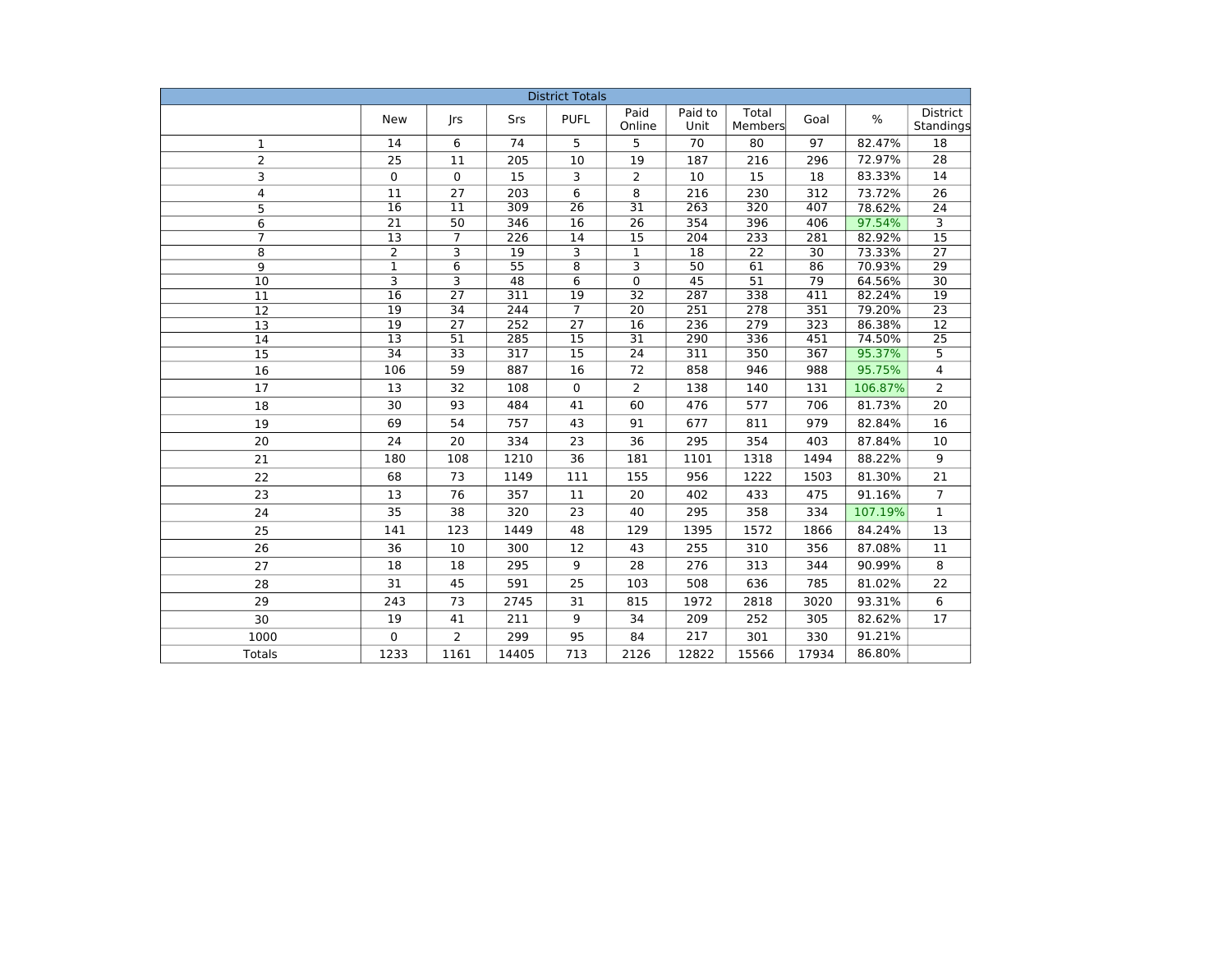| District Totals | | | | | | | | | | |
|---|---|---|---|---|---|---|---|---|---|---|
| | New | Jrs | Srs | PUFL | Paid Online | Paid to Unit | Total Members | Goal | % | District Standings |
| 1 | 14 | 6 | 74 | 5 | 5 | 70 | 80 | 97 | 82.47% | 18 |
| 2 | 25 | 11 | 205 | 10 | 19 | 187 | 216 | 296 | 72.97% | 28 |
| 3 | 0 | 0 | 15 | 3 | 2 | 10 | 15 | 18 | 83.33% | 14 |
| 4 | 11 | 27 | 203 | 6 | 8 | 216 | 230 | 312 | 73.72% | 26 |
| 5 | 16 | 11 | 309 | 26 | 31 | 263 | 320 | 407 | 78.62% | 24 |
| 6 | 21 | 50 | 346 | 16 | 26 | 354 | 396 | 406 | 97.54% | 3 |
| 7 | 13 | 7 | 226 | 14 | 15 | 204 | 233 | 281 | 82.92% | 15 |
| 8 | 2 | 3 | 19 | 3 | 1 | 18 | 22 | 30 | 73.33% | 27 |
| 9 | 1 | 6 | 55 | 8 | 3 | 50 | 61 | 86 | 70.93% | 29 |
| 10 | 3 | 3 | 48 | 6 | 0 | 45 | 51 | 79 | 64.56% | 30 |
| 11 | 16 | 27 | 311 | 19 | 32 | 287 | 338 | 411 | 82.24% | 19 |
| 12 | 19 | 34 | 244 | 7 | 20 | 251 | 278 | 351 | 79.20% | 23 |
| 13 | 19 | 27 | 252 | 27 | 16 | 236 | 279 | 323 | 86.38% | 12 |
| 14 | 13 | 51 | 285 | 15 | 31 | 290 | 336 | 451 | 74.50% | 25 |
| 15 | 34 | 33 | 317 | 15 | 24 | 311 | 350 | 367 | 95.37% | 5 |
| 16 | 106 | 59 | 887 | 16 | 72 | 858 | 946 | 988 | 95.75% | 4 |
| 17 | 13 | 32 | 108 | 0 | 2 | 138 | 140 | 131 | 106.87% | 2 |
| 18 | 30 | 93 | 484 | 41 | 60 | 476 | 577 | 706 | 81.73% | 20 |
| 19 | 69 | 54 | 757 | 43 | 91 | 677 | 811 | 979 | 82.84% | 16 |
| 20 | 24 | 20 | 334 | 23 | 36 | 295 | 354 | 403 | 87.84% | 10 |
| 21 | 180 | 108 | 1210 | 36 | 181 | 1101 | 1318 | 1494 | 88.22% | 9 |
| 22 | 68 | 73 | 1149 | 111 | 155 | 956 | 1222 | 1503 | 81.30% | 21 |
| 23 | 13 | 76 | 357 | 11 | 20 | 402 | 433 | 475 | 91.16% | 7 |
| 24 | 35 | 38 | 320 | 23 | 40 | 295 | 358 | 334 | 107.19% | 1 |
| 25 | 141 | 123 | 1449 | 48 | 129 | 1395 | 1572 | 1866 | 84.24% | 13 |
| 26 | 36 | 10 | 300 | 12 | 43 | 255 | 310 | 356 | 87.08% | 11 |
| 27 | 18 | 18 | 295 | 9 | 28 | 276 | 313 | 344 | 90.99% | 8 |
| 28 | 31 | 45 | 591 | 25 | 103 | 508 | 636 | 785 | 81.02% | 22 |
| 29 | 243 | 73 | 2745 | 31 | 815 | 1972 | 2818 | 3020 | 93.31% | 6 |
| 30 | 19 | 41 | 211 | 9 | 34 | 209 | 252 | 305 | 82.62% | 17 |
| 1000 | 0 | 2 | 299 | 95 | 84 | 217 | 301 | 330 | 91.21% | |
| Totals | 1233 | 1161 | 14405 | 713 | 2126 | 12822 | 15566 | 17934 | 86.80% | |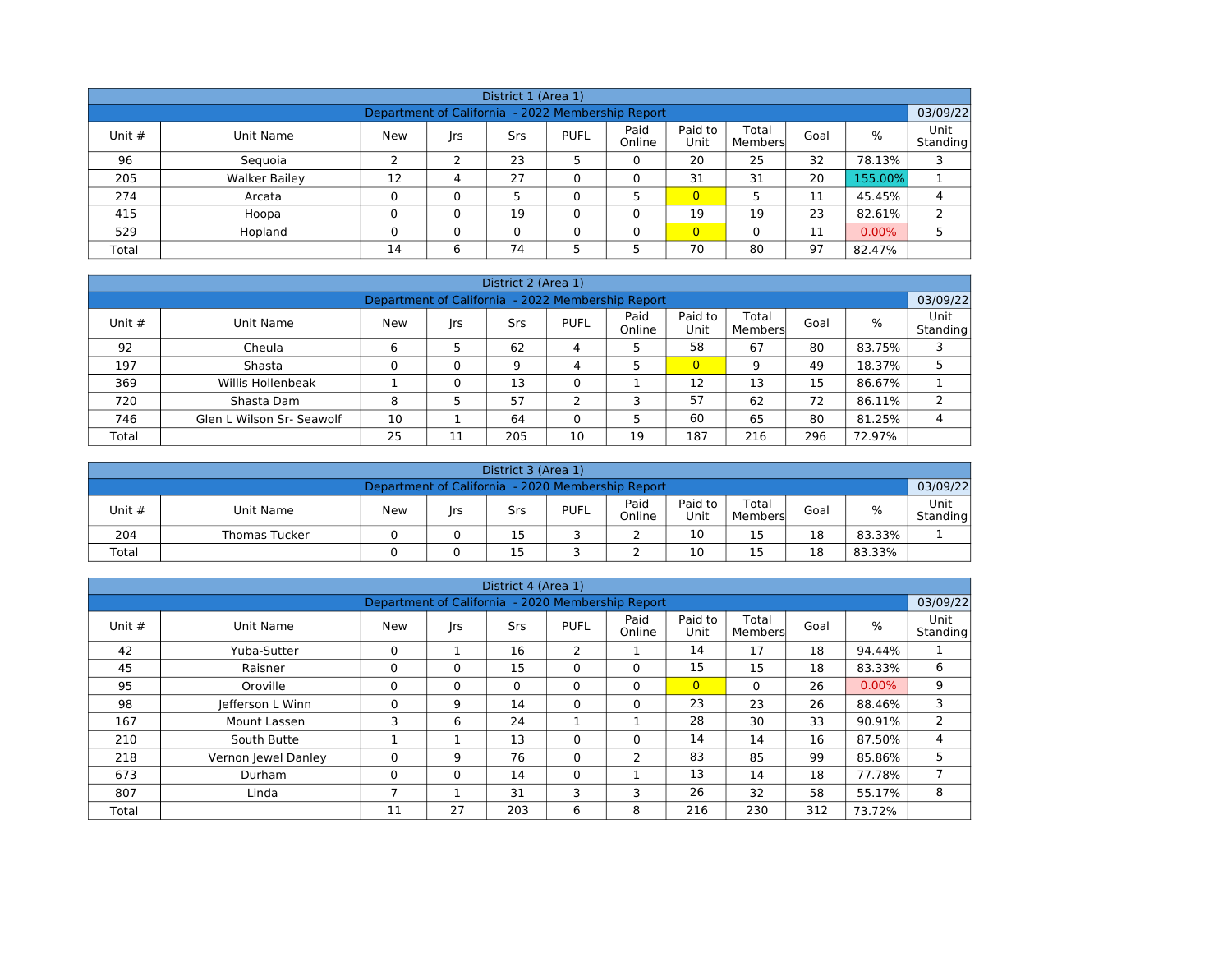| District 1 (Area 1) | | | | | | | | | | | |
|---|---|---|---|---|---|---|---|---|---|---|---|
| Department of California - 2022 Membership Report | | | | | | | | | | | 03/09/22 |
| Unit # | Unit Name | New | Jrs | Srs | PUFL | Paid Online | Paid to Unit | Total Members | Goal | % | Unit Standing |
| 96 | Sequoia | 2 | 2 | 23 | 5 | 0 | 20 | 25 | 32 | 78.13% | 3 |
| 205 | Walker Bailey | 12 | 4 | 27 | 0 | 0 | 31 | 31 | 20 | 155.00% | 1 |
| 274 | Arcata | 0 | 0 | 5 | 0 | 5 | 0 | 5 | 11 | 45.45% | 4 |
| 415 | Hoopa | 0 | 0 | 19 | 0 | 0 | 19 | 19 | 23 | 82.61% | 2 |
| 529 | Hopland | 0 | 0 | 0 | 0 | 0 | 0 | 0 | 11 | 0.00% | 5 |
| Total | | 14 | 6 | 74 | 5 | 5 | 70 | 80 | 97 | 82.47% | |

| District 2 (Area 1) | | | | | | | | | | | |
|---|---|---|---|---|---|---|---|---|---|---|---|
| Department of California - 2022 Membership Report | | | | | | | | | | | 03/09/22 |
| Unit # | Unit Name | New | Jrs | Srs | PUFL | Paid Online | Paid to Unit | Total Members | Goal | % | Unit Standing |
| 92 | Cheula | 6 | 5 | 62 | 4 | 5 | 58 | 67 | 80 | 83.75% | 3 |
| 197 | Shasta | 0 | 0 | 9 | 4 | 5 | 0 | 9 | 49 | 18.37% | 5 |
| 369 | Willis Hollenbeak | 1 | 0 | 13 | 0 | 1 | 12 | 13 | 15 | 86.67% | 1 |
| 720 | Shasta Dam | 8 | 5 | 57 | 2 | 3 | 57 | 62 | 72 | 86.11% | 2 |
| 746 | Glen L Wilson Sr- Seawolf | 10 | 1 | 64 | 0 | 5 | 60 | 65 | 80 | 81.25% | 4 |
| Total | | 25 | 11 | 205 | 10 | 19 | 187 | 216 | 296 | 72.97% | |

| District 3 (Area 1) | | | | | | | | | | | |
|---|---|---|---|---|---|---|---|---|---|---|---|
| Department of California - 2020 Membership Report | | | | | | | | | | | 03/09/22 |
| Unit # | Unit Name | New | Jrs | Srs | PUFL | Paid Online | Paid to Unit | Total Members | Goal | % | Unit Standing |
| 204 | Thomas Tucker | 0 | 0 | 15 | 3 | 2 | 10 | 15 | 18 | 83.33% | 1 |
| Total | | 0 | 0 | 15 | 3 | 2 | 10 | 15 | 18 | 83.33% | |

| District 4 (Area 1) | | | | | | | | | | | |
|---|---|---|---|---|---|---|---|---|---|---|---|
| Department of California - 2020 Membership Report | | | | | | | | | | | 03/09/22 |
| Unit # | Unit Name | New | Jrs | Srs | PUFL | Paid Online | Paid to Unit | Total Members | Goal | % | Unit Standing |
| 42 | Yuba-Sutter | 0 | 1 | 16 | 2 | 1 | 14 | 17 | 18 | 94.44% | 1 |
| 45 | Raisner | 0 | 0 | 15 | 0 | 0 | 15 | 15 | 18 | 83.33% | 6 |
| 95 | Oroville | 0 | 0 | 0 | 0 | 0 | 0 | 0 | 26 | 0.00% | 9 |
| 98 | Jefferson L Winn | 0 | 9 | 14 | 0 | 0 | 23 | 23 | 26 | 88.46% | 3 |
| 167 | Mount Lassen | 3 | 6 | 24 | 1 | 1 | 28 | 30 | 33 | 90.91% | 2 |
| 210 | South Butte | 1 | 1 | 13 | 0 | 0 | 14 | 14 | 16 | 87.50% | 4 |
| 218 | Vernon Jewel Danley | 0 | 9 | 76 | 0 | 2 | 83 | 85 | 99 | 85.86% | 5 |
| 673 | Durham | 0 | 0 | 14 | 0 | 1 | 13 | 14 | 18 | 77.78% | 7 |
| 807 | Linda | 7 | 1 | 31 | 3 | 3 | 26 | 32 | 58 | 55.17% | 8 |
| Total | | 11 | 27 | 203 | 6 | 8 | 216 | 230 | 312 | 73.72% | |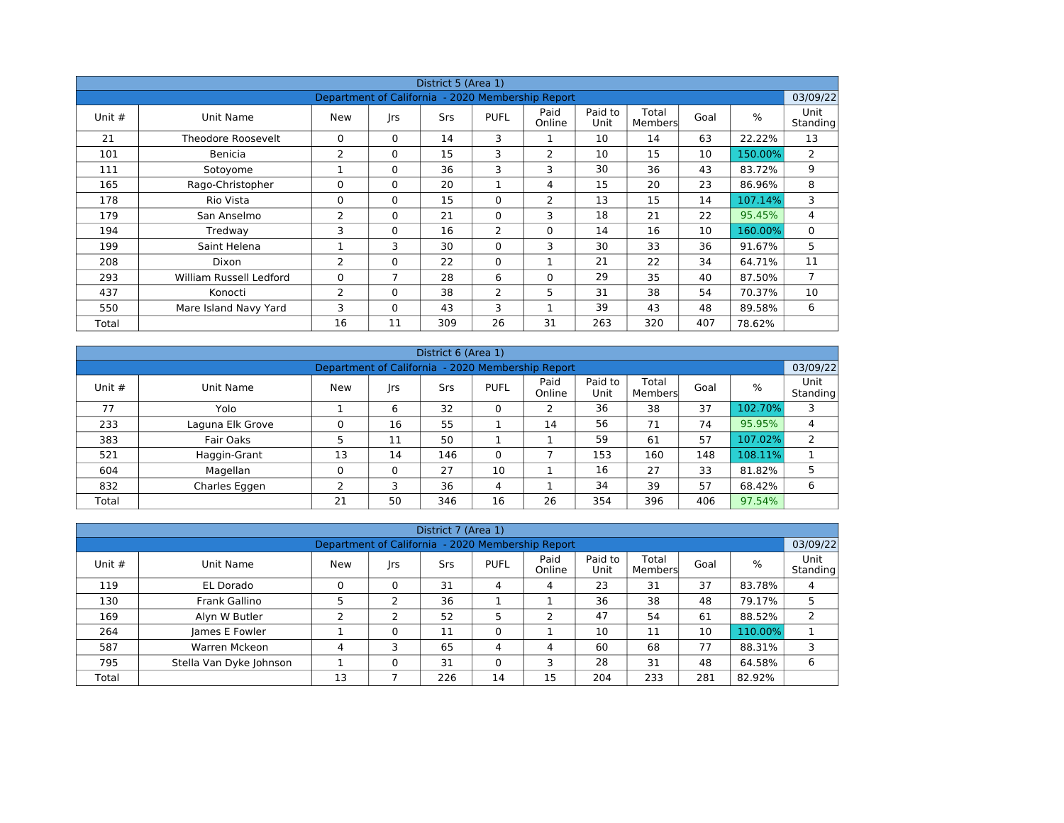| District 5 (Area 1) | | | | | | | | | | | |
|---|---|---|---|---|---|---|---|---|---|---|---|
| Department of California - 2020 Membership Report | | | | | | | | | | | 03/09/22 |
| Unit # | Unit Name | New | Jrs | Srs | PUFL | Paid Online | Paid to Unit | Total Members | Goal | % | Unit Standing |
| 21 | Theodore Roosevelt | 0 | 0 | 14 | 3 | 1 | 10 | 14 | 63 | 22.22% | 13 |
| 101 | Benicia | 2 | 0 | 15 | 3 | 2 | 10 | 15 | 10 | 150.00% | 2 |
| 111 | Sotoyome | 1 | 0 | 36 | 3 | 3 | 30 | 36 | 43 | 83.72% | 9 |
| 165 | Rago-Christopher | 0 | 0 | 20 | 1 | 4 | 15 | 20 | 23 | 86.96% | 8 |
| 178 | Rio Vista | 0 | 0 | 15 | 0 | 2 | 13 | 15 | 14 | 107.14% | 3 |
| 179 | San Anselmo | 2 | 0 | 21 | 0 | 3 | 18 | 21 | 22 | 95.45% | 4 |
| 194 | Tredway | 3 | 0 | 16 | 2 | 0 | 14 | 16 | 10 | 160.00% | 0 |
| 199 | Saint Helena | 1 | 3 | 30 | 0 | 3 | 30 | 33 | 36 | 91.67% | 5 |
| 208 | Dixon | 2 | 0 | 22 | 0 | 1 | 21 | 22 | 34 | 64.71% | 11 |
| 293 | William Russell Ledford | 0 | 7 | 28 | 6 | 0 | 29 | 35 | 40 | 87.50% | 7 |
| 437 | Konocti | 2 | 0 | 38 | 2 | 5 | 31 | 38 | 54 | 70.37% | 10 |
| 550 | Mare Island Navy Yard | 3 | 0 | 43 | 3 | 1 | 39 | 43 | 48 | 89.58% | 6 |
| Total | | 16 | 11 | 309 | 26 | 31 | 263 | 320 | 407 | 78.62% | |

| District 6 (Area 1) | | | | | | | | | | | |
|---|---|---|---|---|---|---|---|---|---|---|---|
| Department of California - 2020 Membership Report | | | | | | | | | | | 03/09/22 |
| Unit # | Unit Name | New | Jrs | Srs | PUFL | Paid Online | Paid to Unit | Total Members | Goal | % | Unit Standing |
| 77 | Yolo | 1 | 6 | 32 | 0 | 2 | 36 | 38 | 37 | 102.70% | 3 |
| 233 | Laguna Elk Grove | 0 | 16 | 55 | 1 | 14 | 56 | 71 | 74 | 95.95% | 4 |
| 383 | Fair Oaks | 5 | 11 | 50 | 1 | 1 | 59 | 61 | 57 | 107.02% | 2 |
| 521 | Haggin-Grant | 13 | 14 | 146 | 0 | 7 | 153 | 160 | 148 | 108.11% | 1 |
| 604 | Magellan | 0 | 0 | 27 | 10 | 1 | 16 | 27 | 33 | 81.82% | 5 |
| 832 | Charles Eggen | 2 | 3 | 36 | 4 | 1 | 34 | 39 | 57 | 68.42% | 6 |
| Total | | 21 | 50 | 346 | 16 | 26 | 354 | 396 | 406 | 97.54% | |

| District 7 (Area 1) | | | | | | | | | | | |
|---|---|---|---|---|---|---|---|---|---|---|---|
| Department of California - 2020 Membership Report | | | | | | | | | | | 03/09/22 |
| Unit # | Unit Name | New | Jrs | Srs | PUFL | Paid Online | Paid to Unit | Total Members | Goal | % | Unit Standing |
| 119 | EL Dorado | 0 | 0 | 31 | 4 | 4 | 23 | 31 | 37 | 83.78% | 4 |
| 130 | Frank Gallino | 5 | 2 | 36 | 1 | 1 | 36 | 38 | 48 | 79.17% | 5 |
| 169 | Alyn W Butler | 2 | 2 | 52 | 5 | 2 | 47 | 54 | 61 | 88.52% | 2 |
| 264 | James E Fowler | 1 | 0 | 11 | 0 | 1 | 10 | 11 | 10 | 110.00% | 1 |
| 587 | Warren Mckeon | 4 | 3 | 65 | 4 | 4 | 60 | 68 | 77 | 88.31% | 3 |
| 795 | Stella Van Dyke Johnson | 1 | 0 | 31 | 0 | 3 | 28 | 31 | 48 | 64.58% | 6 |
| Total | | 13 | 7 | 226 | 14 | 15 | 204 | 233 | 281 | 82.92% | |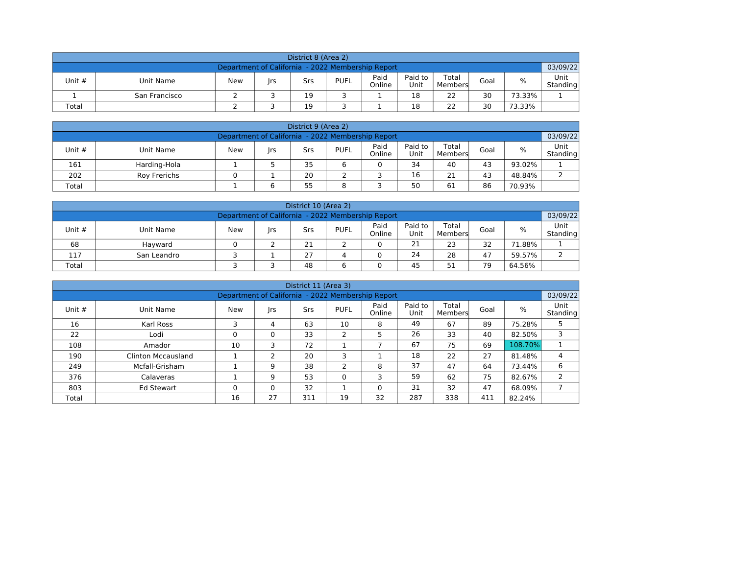| District 8 (Area 2) | | | | | | | | | | | |
|---|---|---|---|---|---|---|---|---|---|---|---|
| Department of California - 2022 Membership Report | | | | | | | | | | | 03/09/22 |
| Unit # | Unit Name | New | Jrs | Srs | PUFL | Paid Online | Paid to Unit | Total Members | Goal | % | Unit Standing |
| 1 | San Francisco | 2 | 3 | 19 | 3 | 1 | 18 | 22 | 30 | 73.33% | 1 |
| Total | | 2 | 3 | 19 | 3 | 1 | 18 | 22 | 30 | 73.33% | |

| District 9 (Area 2) | | | | | | | | | | | |
|---|---|---|---|---|---|---|---|---|---|---|---|
| Department of California - 2022 Membership Report | | | | | | | | | | | 03/09/22 |
| Unit # | Unit Name | New | Jrs | Srs | PUFL | Paid Online | Paid to Unit | Total Members | Goal | % | Unit Standing |
| 161 | Harding-Hola | 1 | 5 | 35 | 6 | 0 | 34 | 40 | 43 | 93.02% | 1 |
| 202 | Roy Frerichs | 0 | 1 | 20 | 2 | 3 | 16 | 21 | 43 | 48.84% | 2 |
| Total | | 1 | 6 | 55 | 8 | 3 | 50 | 61 | 86 | 70.93% | |

| District 10 (Area 2) | | | | | | | | | | | |
|---|---|---|---|---|---|---|---|---|---|---|---|
| Department of California - 2022 Membership Report | | | | | | | | | | | 03/09/22 |
| Unit # | Unit Name | New | Jrs | Srs | PUFL | Paid Online | Paid to Unit | Total Members | Goal | % | Unit Standing |
| 68 | Hayward | 0 | 2 | 21 | 2 | 0 | 21 | 23 | 32 | 71.88% | 1 |
| 117 | San Leandro | 3 | 1 | 27 | 4 | 0 | 24 | 28 | 47 | 59.57% | 2 |
| Total | | 3 | 3 | 48 | 6 | 0 | 45 | 51 | 79 | 64.56% | |

| District 11 (Area 3) | | | | | | | | | | | |
|---|---|---|---|---|---|---|---|---|---|---|---|
| Department of California - 2022 Membership Report | | | | | | | | | | | 03/09/22 |
| Unit # | Unit Name | New | Jrs | Srs | PUFL | Paid Online | Paid to Unit | Total Members | Goal | % | Unit Standing |
| 16 | Karl Ross | 3 | 4 | 63 | 10 | 8 | 49 | 67 | 89 | 75.28% | 5 |
| 22 | Lodi | 0 | 0 | 33 | 2 | 5 | 26 | 33 | 40 | 82.50% | 3 |
| 108 | Amador | 10 | 3 | 72 | 1 | 7 | 67 | 75 | 69 | 108.70% | 1 |
| 190 | Clinton Mccausland | 1 | 2 | 20 | 3 | 1 | 18 | 22 | 27 | 81.48% | 4 |
| 249 | Mcfall-Grisham | 1 | 9 | 38 | 2 | 8 | 37 | 47 | 64 | 73.44% | 6 |
| 376 | Calaveras | 1 | 9 | 53 | 0 | 3 | 59 | 62 | 75 | 82.67% | 2 |
| 803 | Ed Stewart | 0 | 0 | 32 | 1 | 0 | 31 | 32 | 47 | 68.09% | 7 |
| Total | | 16 | 27 | 311 | 19 | 32 | 287 | 338 | 411 | 82.24% | |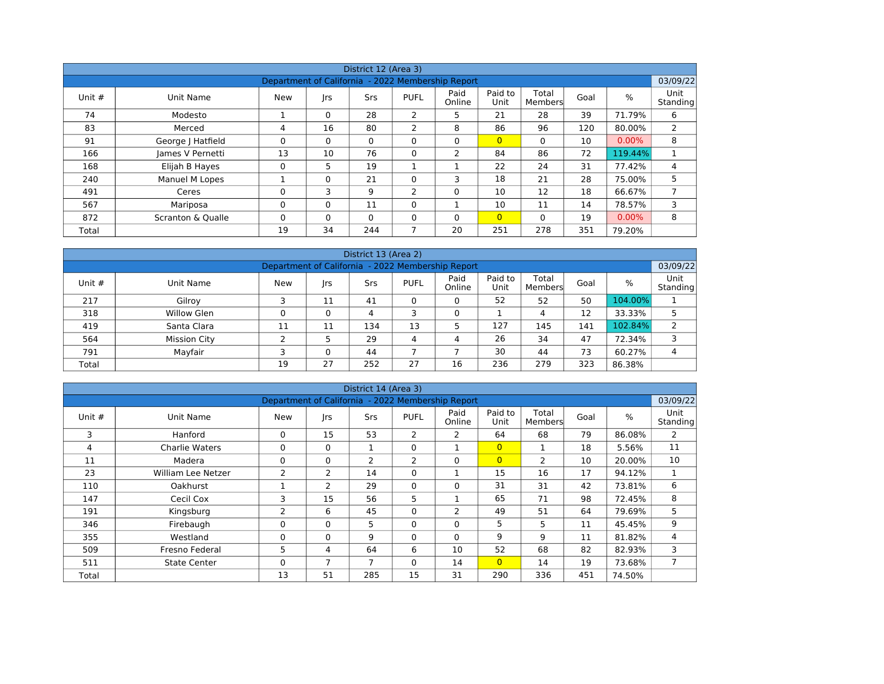| District 12 (Area 3) | | | | | | | | | | |
|---|---|---|---|---|---|---|---|---|---|---|
| Department of California - 2022 Membership Report | | | | | | | | | | 03/09/22 |
| Unit # | Unit Name | New | Jrs | Srs | PUFL | Paid Online | Paid to Unit | Total Members | Goal | % | Unit Standing |
| 74 | Modesto | 1 | 0 | 28 | 2 | 5 | 21 | 28 | 39 | 71.79% | 6 |
| 83 | Merced | 4 | 16 | 80 | 2 | 8 | 86 | 96 | 120 | 80.00% | 2 |
| 91 | George J Hatfield | 0 | 0 | 0 | 0 | 0 | 0 | 0 | 10 | 0.00% | 8 |
| 166 | James V Pernetti | 13 | 10 | 76 | 0 | 2 | 84 | 86 | 72 | 119.44% | 1 |
| 168 | Elijah B Hayes | 0 | 5 | 19 | 1 | 1 | 22 | 24 | 31 | 77.42% | 4 |
| 240 | Manuel M Lopes | 1 | 0 | 21 | 0 | 3 | 18 | 21 | 28 | 75.00% | 5 |
| 491 | Ceres | 0 | 3 | 9 | 2 | 0 | 10 | 12 | 18 | 66.67% | 7 |
| 567 | Mariposa | 0 | 0 | 11 | 0 | 1 | 10 | 11 | 14 | 78.57% | 3 |
| 872 | Scranton & Qualle | 0 | 0 | 0 | 0 | 0 | 0 | 0 | 19 | 0.00% | 8 |
| Total | | 19 | 34 | 244 | 7 | 20 | 251 | 278 | 351 | 79.20% | |

| District 13 (Area 2) | | | | | | | | | | |
|---|---|---|---|---|---|---|---|---|---|---|
| Department of California - 2022 Membership Report | | | | | | | | | | 03/09/22 |
| Unit # | Unit Name | New | Jrs | Srs | PUFL | Paid Online | Paid to Unit | Total Members | Goal | % | Unit Standing |
| 217 | Gilroy | 3 | 11 | 41 | 0 | 0 | 52 | 52 | 50 | 104.00% | 1 |
| 318 | Willow Glen | 0 | 0 | 4 | 3 | 0 | 1 | 4 | 12 | 33.33% | 5 |
| 419 | Santa Clara | 11 | 11 | 134 | 13 | 5 | 127 | 145 | 141 | 102.84% | 2 |
| 564 | Mission City | 2 | 5 | 29 | 4 | 4 | 26 | 34 | 47 | 72.34% | 3 |
| 791 | Mayfair | 3 | 0 | 44 | 7 | 7 | 30 | 44 | 73 | 60.27% | 4 |
| Total | | 19 | 27 | 252 | 27 | 16 | 236 | 279 | 323 | 86.38% | |

| District 14 (Area 3) | | | | | | | | | | |
|---|---|---|---|---|---|---|---|---|---|---|
| Department of California - 2022 Membership Report | | | | | | | | | | 03/09/22 |
| Unit # | Unit Name | New | Jrs | Srs | PUFL | Paid Online | Paid to Unit | Total Members | Goal | % | Unit Standing |
| 3 | Hanford | 0 | 15 | 53 | 2 | 2 | 64 | 68 | 79 | 86.08% | 2 |
| 4 | Charlie Waters | 0 | 0 | 1 | 0 | 1 | 0 | 1 | 18 | 5.56% | 11 |
| 11 | Madera | 0 | 0 | 2 | 2 | 0 | 0 | 2 | 10 | 20.00% | 10 |
| 23 | William Lee Netzer | 2 | 2 | 14 | 0 | 1 | 15 | 16 | 17 | 94.12% | 1 |
| 110 | Oakhurst | 1 | 2 | 29 | 0 | 0 | 31 | 31 | 42 | 73.81% | 6 |
| 147 | Cecil Cox | 3 | 15 | 56 | 5 | 1 | 65 | 71 | 98 | 72.45% | 8 |
| 191 | Kingsburg | 2 | 6 | 45 | 0 | 2 | 49 | 51 | 64 | 79.69% | 5 |
| 346 | Firebaugh | 0 | 0 | 5 | 0 | 0 | 5 | 5 | 11 | 45.45% | 9 |
| 355 | Westland | 0 | 0 | 9 | 0 | 0 | 9 | 9 | 11 | 81.82% | 4 |
| 509 | Fresno Federal | 5 | 4 | 64 | 6 | 10 | 52 | 68 | 82 | 82.93% | 3 |
| 511 | State Center | 0 | 7 | 7 | 0 | 14 | 0 | 14 | 19 | 73.68% | 7 |
| Total | | 13 | 51 | 285 | 15 | 31 | 290 | 336 | 451 | 74.50% | |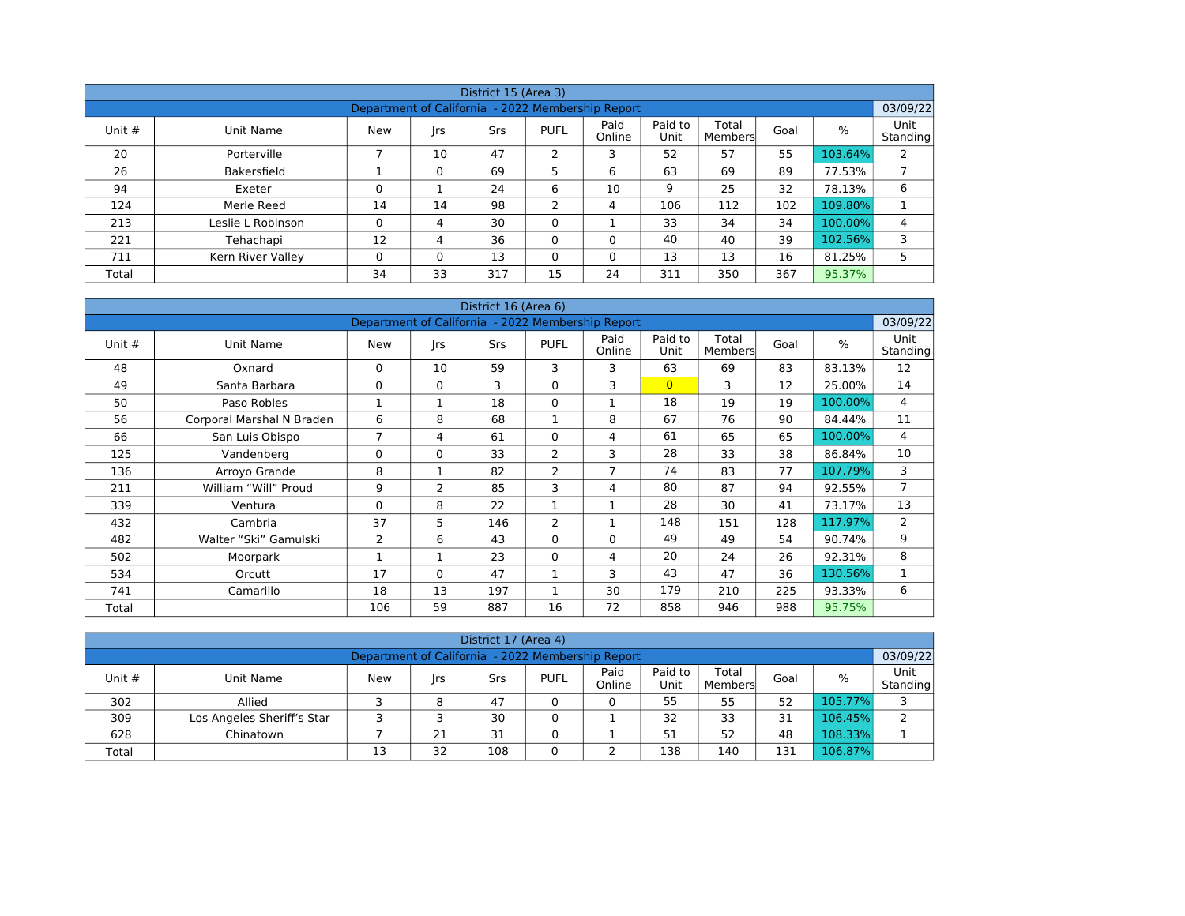## District 15 (Area 3)

| Department of California - 2022 Membership Report | | | | | | | | | | | 03/09/22 |
|---|---|---|---|---|---|---|---|---|---|---|---|
| Unit # | Unit Name | New | Jrs | Srs | PUFL | Paid Online | Paid to Unit | Total Members | Goal | % | Unit Standing |
| 20 | Porterville | 7 | 10 | 47 | 2 | 3 | 52 | 57 | 55 | 103.64% | 2 |
| 26 | Bakersfield | 1 | 0 | 69 | 5 | 6 | 63 | 69 | 89 | 77.53% | 7 |
| 94 | Exeter | 0 | 1 | 24 | 6 | 10 | 9 | 25 | 32 | 78.13% | 6 |
| 124 | Merle Reed | 14 | 14 | 98 | 2 | 4 | 106 | 112 | 102 | 109.80% | 1 |
| 213 | Leslie L Robinson | 0 | 4 | 30 | 0 | 1 | 33 | 34 | 34 | 100.00% | 4 |
| 221 | Tehachapi | 12 | 4 | 36 | 0 | 0 | 40 | 40 | 39 | 102.56% | 3 |
| 711 | Kern River Valley | 0 | 0 | 13 | 0 | 0 | 13 | 13 | 16 | 81.25% | 5 |
| Total | | 34 | 33 | 317 | 15 | 24 | 311 | 350 | 367 | 95.37% | |

## District 16 (Area 6)

| Department of California - 2022 Membership Report | | | | | | | | | | | 03/09/22 |
|---|---|---|---|---|---|---|---|---|---|---|---|
| Unit # | Unit Name | New | Jrs | Srs | PUFL | Paid Online | Paid to Unit | Total Members | Goal | % | Unit Standing |
| 48 | Oxnard | 0 | 10 | 59 | 3 | 3 | 63 | 69 | 83 | 83.13% | 12 |
| 49 | Santa Barbara | 0 | 0 | 3 | 0 | 3 | 0 | 3 | 12 | 25.00% | 14 |
| 50 | Paso Robles | 1 | 1 | 18 | 0 | 1 | 18 | 19 | 19 | 100.00% | 4 |
| 56 | Corporal Marshal N Braden | 6 | 8 | 68 | 1 | 8 | 67 | 76 | 90 | 84.44% | 11 |
| 66 | San Luis Obispo | 7 | 4 | 61 | 0 | 4 | 61 | 65 | 65 | 100.00% | 4 |
| 125 | Vandenberg | 0 | 0 | 33 | 2 | 3 | 28 | 33 | 38 | 86.84% | 10 |
| 136 | Arroyo Grande | 8 | 1 | 82 | 2 | 7 | 74 | 83 | 77 | 107.79% | 3 |
| 211 | William “Will” Proud | 9 | 2 | 85 | 3 | 4 | 80 | 87 | 94 | 92.55% | 7 |
| 339 | Ventura | 0 | 8 | 22 | 1 | 1 | 28 | 30 | 41 | 73.17% | 13 |
| 432 | Cambria | 37 | 5 | 146 | 2 | 1 | 148 | 151 | 128 | 117.97% | 2 |
| 482 | Walter “Ski” Gamulski | 2 | 6 | 43 | 0 | 0 | 49 | 49 | 54 | 90.74% | 9 |
| 502 | Moorpark | 1 | 1 | 23 | 0 | 4 | 20 | 24 | 26 | 92.31% | 8 |
| 534 | Orcutt | 17 | 0 | 47 | 1 | 3 | 43 | 47 | 36 | 130.56% | 1 |
| 741 | Camarillo | 18 | 13 | 197 | 1 | 30 | 179 | 210 | 225 | 93.33% | 6 |
| Total | | 106 | 59 | 887 | 16 | 72 | 858 | 946 | 988 | 95.75% | |

## District 17 (Area 4)

| Department of California - 2022 Membership Report | | | | | | | | | | | 03/09/22 |
|---|---|---|---|---|---|---|---|---|---|---|---|
| Unit # | Unit Name | New | Jrs | Srs | PUFL | Paid Online | Paid to Unit | Total Members | Goal | % | Unit Standing |
| 302 | Allied | 3 | 8 | 47 | 0 | 0 | 55 | 55 | 52 | 105.77% | 3 |
| 309 | Los Angeles Sheriff’s Star | 3 | 3 | 30 | 0 | 1 | 32 | 33 | 31 | 106.45% | 2 |
| 628 | Chinatown | 7 | 21 | 31 | 0 | 1 | 51 | 52 | 48 | 108.33% | 1 |
| Total | | 13 | 32 | 108 | 0 | 2 | 138 | 140 | 131 | 106.87% | |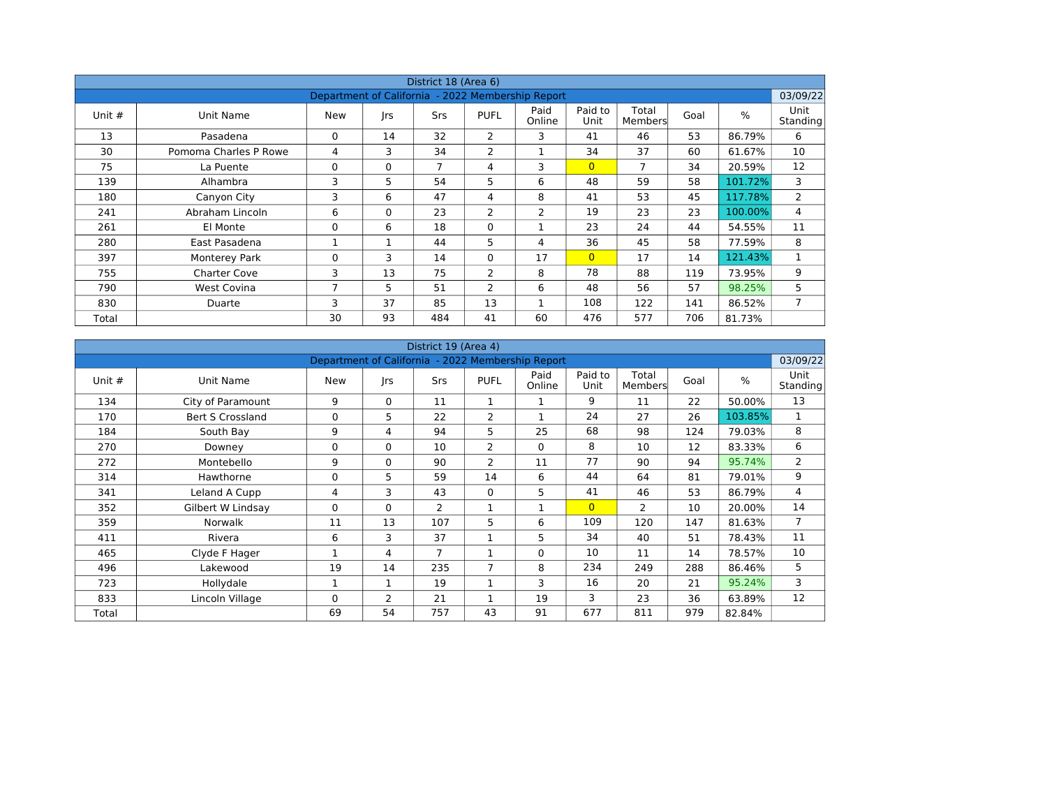| District 18 (Area 6) | | | | | | | | | | | |
|---|---|---|---|---|---|---|---|---|---|---|---|
| Department of California - 2022 Membership Report | | | | | | | | | | | 03/09/22 |
| Unit # | Unit Name | New | Jrs | Srs | PUFL | Paid Online | Paid to Unit | Total Members | Goal | % | Unit Standing |
| 13 | Pasadena | 0 | 14 | 32 | 2 | 3 | 41 | 46 | 53 | 86.79% | 6 |
| 30 | Pomoma Charles P Rowe | 4 | 3 | 34 | 2 | 1 | 34 | 37 | 60 | 61.67% | 10 |
| 75 | La Puente | 0 | 0 | 7 | 4 | 3 | 0 | 7 | 34 | 20.59% | 12 |
| 139 | Alhambra | 3 | 5 | 54 | 5 | 6 | 48 | 59 | 58 | 101.72% | 3 |
| 180 | Canyon City | 3 | 6 | 47 | 4 | 8 | 41 | 53 | 45 | 117.78% | 2 |
| 241 | Abraham Lincoln | 6 | 0 | 23 | 2 | 2 | 19 | 23 | 23 | 100.00% | 4 |
| 261 | El Monte | 0 | 6 | 18 | 0 | 1 | 23 | 24 | 44 | 54.55% | 11 |
| 280 | East Pasadena | 1 | 1 | 44 | 5 | 4 | 36 | 45 | 58 | 77.59% | 8 |
| 397 | Monterey Park | 0 | 3 | 14 | 0 | 17 | 0 | 17 | 14 | 121.43% | 1 |
| 755 | Charter Cove | 3 | 13 | 75 | 2 | 8 | 78 | 88 | 119 | 73.95% | 9 |
| 790 | West Covina | 7 | 5 | 51 | 2 | 6 | 48 | 56 | 57 | 98.25% | 5 |
| 830 | Duarte | 3 | 37 | 85 | 13 | 1 | 108 | 122 | 141 | 86.52% | 7 |
| Total | | 30 | 93 | 484 | 41 | 60 | 476 | 577 | 706 | 81.73% | |

| District 19 (Area 4) | | | | | | | | | | | |
|---|---|---|---|---|---|---|---|---|---|---|---|
| Department of California - 2022 Membership Report | | | | | | | | | | | 03/09/22 |
| Unit # | Unit Name | New | Jrs | Srs | PUFL | Paid Online | Paid to Unit | Total Members | Goal | % | Unit Standing |
| 134 | City of Paramount | 9 | 0 | 11 | 1 | 1 | 9 | 11 | 22 | 50.00% | 13 |
| 170 | Bert S Crossland | 0 | 5 | 22 | 2 | 1 | 24 | 27 | 26 | 103.85% | 1 |
| 184 | South Bay | 9 | 4 | 94 | 5 | 25 | 68 | 98 | 124 | 79.03% | 8 |
| 270 | Downey | 0 | 0 | 10 | 2 | 0 | 8 | 10 | 12 | 83.33% | 6 |
| 272 | Montebello | 9 | 0 | 90 | 2 | 11 | 77 | 90 | 94 | 95.74% | 2 |
| 314 | Hawthorne | 0 | 5 | 59 | 14 | 6 | 44 | 64 | 81 | 79.01% | 9 |
| 341 | Leland A Cupp | 4 | 3 | 43 | 0 | 5 | 41 | 46 | 53 | 86.79% | 4 |
| 352 | Gilbert W Lindsay | 0 | 0 | 2 | 1 | 1 | 0 | 2 | 10 | 20.00% | 14 |
| 359 | Norwalk | 11 | 13 | 107 | 5 | 6 | 109 | 120 | 147 | 81.63% | 7 |
| 411 | Rivera | 6 | 3 | 37 | 1 | 5 | 34 | 40 | 51 | 78.43% | 11 |
| 465 | Clyde F Hager | 1 | 4 | 7 | 1 | 0 | 10 | 11 | 14 | 78.57% | 10 |
| 496 | Lakewood | 19 | 14 | 235 | 7 | 8 | 234 | 249 | 288 | 86.46% | 5 |
| 723 | Hollydale | 1 | 1 | 19 | 1 | 3 | 16 | 20 | 21 | 95.24% | 3 |
| 833 | Lincoln Village | 0 | 2 | 21 | 1 | 19 | 3 | 23 | 36 | 63.89% | 12 |
| Total | | 69 | 54 | 757 | 43 | 91 | 677 | 811 | 979 | 82.84% | |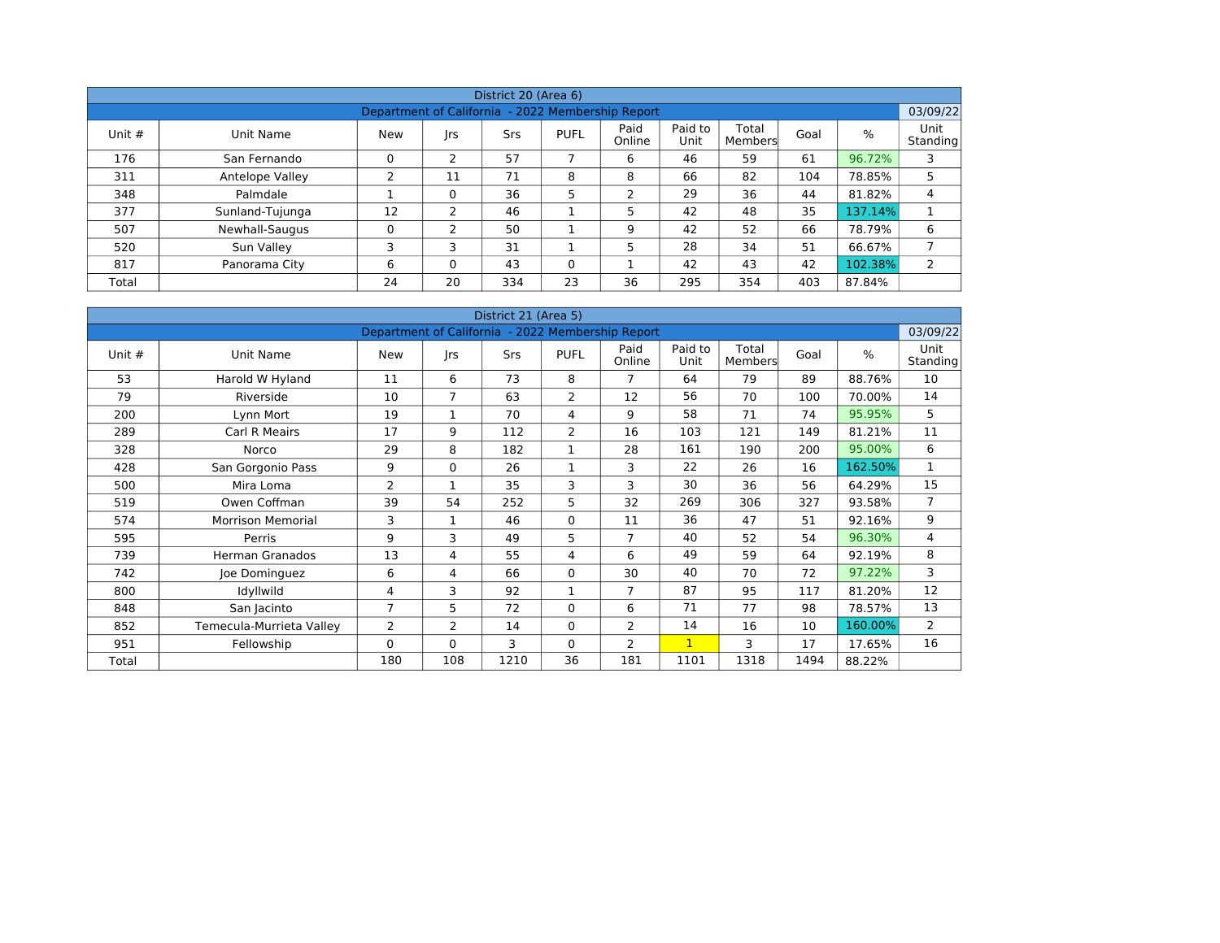| District 20 (Area 6) | | | | | | | | | | | |
|---|---|---|---|---|---|---|---|---|---|---|---|
| Department of California - 2022 Membership Report | | | | | | | | | | | 03/09/22 |
| Unit # | Unit Name | New | Jrs | Srs | PUFL | Paid Online | Paid to Unit | Total Members | Goal | % | Unit Standing |
| 176 | San Fernando | 0 | 2 | 57 | 7 | 6 | 46 | 59 | 61 | 96.72% | 3 |
| 311 | Antelope Valley | 2 | 11 | 71 | 8 | 8 | 66 | 82 | 104 | 78.85% | 5 |
| 348 | Palmdale | 1 | 0 | 36 | 5 | 2 | 29 | 36 | 44 | 81.82% | 4 |
| 377 | Sunland-Tujunga | 12 | 2 | 46 | 1 | 5 | 42 | 48 | 35 | 137.14% | 1 |
| 507 | Newhall-Saugus | 0 | 2 | 50 | 1 | 9 | 42 | 52 | 66 | 78.79% | 6 |
| 520 | Sun Valley | 3 | 3 | 31 | 1 | 5 | 28 | 34 | 51 | 66.67% | 7 |
| 817 | Panorama City | 6 | 0 | 43 | 0 | 1 | 42 | 43 | 42 | 102.38% | 2 |
| Total | | 24 | 20 | 334 | 23 | 36 | 295 | 354 | 403 | 87.84% | |

| District 21 (Area 5) | | | | | | | | | | | |
|---|---|---|---|---|---|---|---|---|---|---|---|
| Department of California - 2022 Membership Report | | | | | | | | | | | 03/09/22 |
| Unit # | Unit Name | New | Jrs | Srs | PUFL | Paid Online | Paid to Unit | Total Members | Goal | % | Unit Standing |
| 53 | Harold W Hyland | 11 | 6 | 73 | 8 | 7 | 64 | 79 | 89 | 88.76% | 10 |
| 79 | Riverside | 10 | 7 | 63 | 2 | 12 | 56 | 70 | 100 | 70.00% | 14 |
| 200 | Lynn Mort | 19 | 1 | 70 | 4 | 9 | 58 | 71 | 74 | 95.95% | 5 |
| 289 | Carl R Meairs | 17 | 9 | 112 | 2 | 16 | 103 | 121 | 149 | 81.21% | 11 |
| 328 | Norco | 29 | 8 | 182 | 1 | 28 | 161 | 190 | 200 | 95.00% | 6 |
| 428 | San Gorgonio Pass | 9 | 0 | 26 | 1 | 3 | 22 | 26 | 16 | 162.50% | 1 |
| 500 | Mira Loma | 2 | 1 | 35 | 3 | 3 | 30 | 36 | 56 | 64.29% | 15 |
| 519 | Owen Coffman | 39 | 54 | 252 | 5 | 32 | 269 | 306 | 327 | 93.58% | 7 |
| 574 | Morrison Memorial | 3 | 1 | 46 | 0 | 11 | 36 | 47 | 51 | 92.16% | 9 |
| 595 | Perris | 9 | 3 | 49 | 5 | 7 | 40 | 52 | 54 | 96.30% | 4 |
| 739 | Herman Granados | 13 | 4 | 55 | 4 | 6 | 49 | 59 | 64 | 92.19% | 8 |
| 742 | Joe Dominguez | 6 | 4 | 66 | 0 | 30 | 40 | 70 | 72 | 97.22% | 3 |
| 800 | Idyllwild | 4 | 3 | 92 | 1 | 7 | 87 | 95 | 117 | 81.20% | 12 |
| 848 | San Jacinto | 7 | 5 | 72 | 0 | 6 | 71 | 77 | 98 | 78.57% | 13 |
| 852 | Temecula-Murrieta Valley | 2 | 2 | 14 | 0 | 2 | 14 | 16 | 10 | 160.00% | 2 |
| 951 | Fellowship | 0 | 0 | 3 | 0 | 2 | 1 | 3 | 17 | 17.65% | 16 |
| Total | | 180 | 108 | 1210 | 36 | 181 | 1101 | 1318 | 1494 | 88.22% | |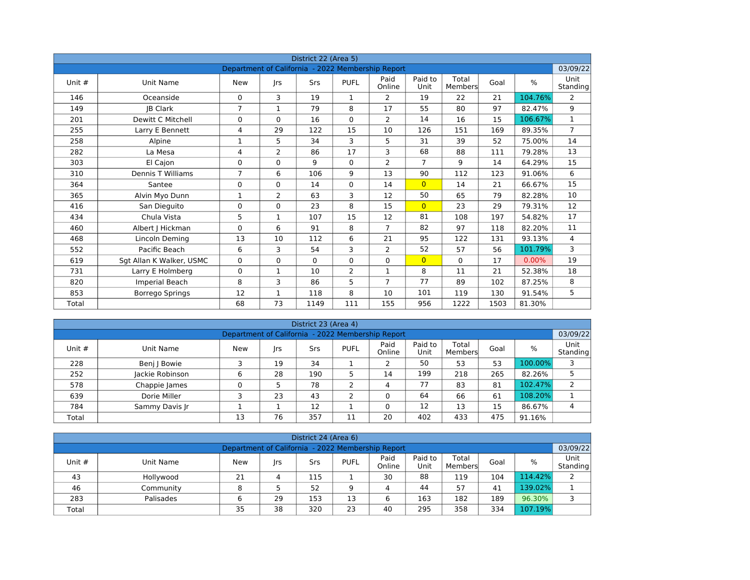## District 22 (Area 5)

Department of California - 2022 Membership Report — 03/09/22

| Unit # | Unit Name | New | Jrs | Srs | PUFL | Paid Online | Paid to Unit | Total Members | Goal | % | Unit Standing |
|---|---|---|---|---|---|---|---|---|---|---|---|
| 146 | Oceanside | 0 | 3 | 19 | 1 | 2 | 19 | 22 | 21 | 104.76% | 2 |
| 149 | JB Clark | 7 | 1 | 79 | 8 | 17 | 55 | 80 | 97 | 82.47% | 9 |
| 201 | Dewitt C Mitchell | 0 | 0 | 16 | 0 | 2 | 14 | 16 | 15 | 106.67% | 1 |
| 255 | Larry E Bennett | 4 | 29 | 122 | 15 | 10 | 126 | 151 | 169 | 89.35% | 7 |
| 258 | Alpine | 1 | 5 | 34 | 3 | 5 | 31 | 39 | 52 | 75.00% | 14 |
| 282 | La Mesa | 4 | 2 | 86 | 17 | 3 | 68 | 88 | 111 | 79.28% | 13 |
| 303 | El Cajon | 0 | 0 | 9 | 0 | 2 | 7 | 9 | 14 | 64.29% | 15 |
| 310 | Dennis T Williams | 7 | 6 | 106 | 9 | 13 | 90 | 112 | 123 | 91.06% | 6 |
| 364 | Santee | 0 | 0 | 14 | 0 | 14 | 0 | 14 | 21 | 66.67% | 15 |
| 365 | Alvin Myo Dunn | 1 | 2 | 63 | 3 | 12 | 50 | 65 | 79 | 82.28% | 10 |
| 416 | San Dieguito | 0 | 0 | 23 | 8 | 15 | 0 | 23 | 29 | 79.31% | 12 |
| 434 | Chula Vista | 5 | 1 | 107 | 15 | 12 | 81 | 108 | 197 | 54.82% | 17 |
| 460 | Albert J Hickman | 0 | 6 | 91 | 8 | 7 | 82 | 97 | 118 | 82.20% | 11 |
| 468 | Lincoln Deming | 13 | 10 | 112 | 6 | 21 | 95 | 122 | 131 | 93.13% | 4 |
| 552 | Pacific Beach | 6 | 3 | 54 | 3 | 2 | 52 | 57 | 56 | 101.79% | 3 |
| 619 | Sgt Allan K Walker, USMC | 0 | 0 | 0 | 0 | 0 | 0 | 0 | 17 | 0.00% | 19 |
| 731 | Larry E Holmberg | 0 | 1 | 10 | 2 | 1 | 8 | 11 | 21 | 52.38% | 18 |
| 820 | Imperial Beach | 8 | 3 | 86 | 5 | 7 | 77 | 89 | 102 | 87.25% | 8 |
| 853 | Borrego Springs | 12 | 1 | 118 | 8 | 10 | 101 | 119 | 130 | 91.54% | 5 |
| Total | | 68 | 73 | 1149 | 111 | 155 | 956 | 1222 | 1503 | 81.30% | |

## District 23 (Area 4)

Department of California - 2022 Membership Report — 03/09/22

| Unit # | Unit Name | New | Jrs | Srs | PUFL | Paid Online | Paid to Unit | Total Members | Goal | % | Unit Standing |
|---|---|---|---|---|---|---|---|---|---|---|---|
| 228 | Benj J Bowie | 3 | 19 | 34 | 1 | 2 | 50 | 53 | 53 | 100.00% | 3 |
| 252 | Jackie Robinson | 6 | 28 | 190 | 5 | 14 | 199 | 218 | 265 | 82.26% | 5 |
| 578 | Chappie James | 0 | 5 | 78 | 2 | 4 | 77 | 83 | 81 | 102.47% | 2 |
| 639 | Dorie Miller | 3 | 23 | 43 | 2 | 0 | 64 | 66 | 61 | 108.20% | 1 |
| 784 | Sammy Davis Jr | 1 | 1 | 12 | 1 | 0 | 12 | 13 | 15 | 86.67% | 4 |
| Total | | 13 | 76 | 357 | 11 | 20 | 402 | 433 | 475 | 91.16% | |

## District 24 (Area 6)

Department of California - 2022 Membership Report — 03/09/22

| Unit # | Unit Name | New | Jrs | Srs | PUFL | Paid Online | Paid to Unit | Total Members | Goal | % | Unit Standing |
|---|---|---|---|---|---|---|---|---|---|---|---|
| 43 | Hollywood | 21 | 4 | 115 | 1 | 30 | 88 | 119 | 104 | 114.42% | 2 |
| 46 | Community | 8 | 5 | 52 | 9 | 4 | 44 | 57 | 41 | 139.02% | 1 |
| 283 | Palisades | 6 | 29 | 153 | 13 | 6 | 163 | 182 | 189 | 96.30% | 3 |
| Total | | 35 | 38 | 320 | 23 | 40 | 295 | 358 | 334 | 107.19% | |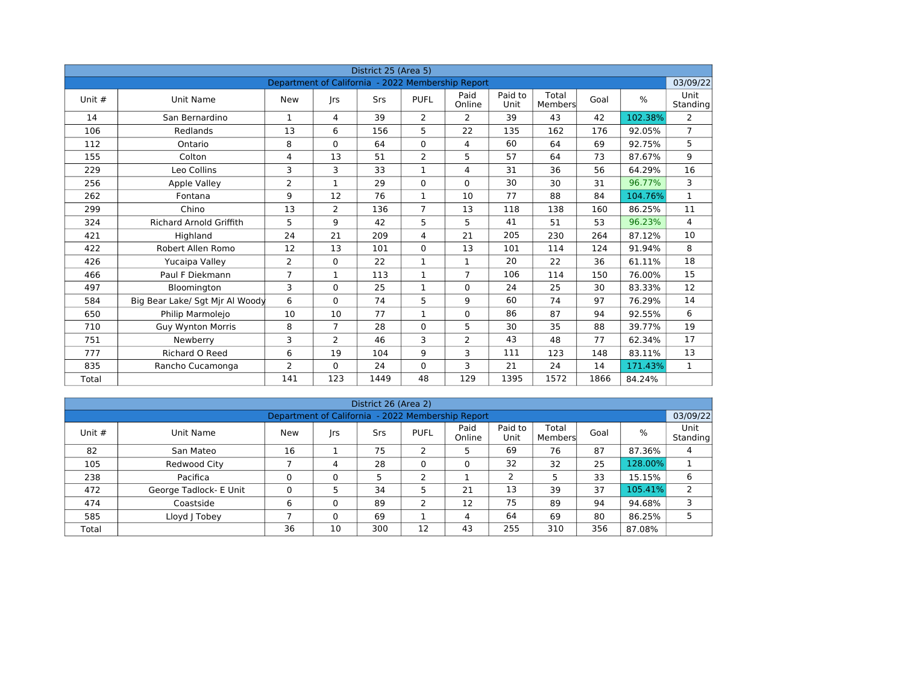| District 25 (Area 5) | | | | | | | | | | | |
|---|---|---|---|---|---|---|---|---|---|---|---|
| Department of California - 2022 Membership Report | | | | | | | | | | | 03/09/22 |
| Unit # | Unit Name | New | Jrs | Srs | PUFL | Paid Online | Paid to Unit | Total Members | Goal | % | Unit Standing |
| 14 | San Bernardino | 1 | 4 | 39 | 2 | 2 | 39 | 43 | 42 | 102.38% | 2 |
| 106 | Redlands | 13 | 6 | 156 | 5 | 22 | 135 | 162 | 176 | 92.05% | 7 |
| 112 | Ontario | 8 | 0 | 64 | 0 | 4 | 60 | 64 | 69 | 92.75% | 5 |
| 155 | Colton | 4 | 13 | 51 | 2 | 5 | 57 | 64 | 73 | 87.67% | 9 |
| 229 | Leo Collins | 3 | 3 | 33 | 1 | 4 | 31 | 36 | 56 | 64.29% | 16 |
| 256 | Apple Valley | 2 | 1 | 29 | 0 | 0 | 30 | 30 | 31 | 96.77% | 3 |
| 262 | Fontana | 9 | 12 | 76 | 1 | 10 | 77 | 88 | 84 | 104.76% | 1 |
| 299 | Chino | 13 | 2 | 136 | 7 | 13 | 118 | 138 | 160 | 86.25% | 11 |
| 324 | Richard Arnold Griffith | 5 | 9 | 42 | 5 | 5 | 41 | 51 | 53 | 96.23% | 4 |
| 421 | Highland | 24 | 21 | 209 | 4 | 21 | 205 | 230 | 264 | 87.12% | 10 |
| 422 | Robert Allen Romo | 12 | 13 | 101 | 0 | 13 | 101 | 114 | 124 | 91.94% | 8 |
| 426 | Yucaipa Valley | 2 | 0 | 22 | 1 | 1 | 20 | 22 | 36 | 61.11% | 18 |
| 466 | Paul F Diekmann | 7 | 1 | 113 | 1 | 7 | 106 | 114 | 150 | 76.00% | 15 |
| 497 | Bloomington | 3 | 0 | 25 | 1 | 0 | 24 | 25 | 30 | 83.33% | 12 |
| 584 | Big Bear Lake/ Sgt Mjr Al Woody | 6 | 0 | 74 | 5 | 9 | 60 | 74 | 97 | 76.29% | 14 |
| 650 | Philip Marmolejo | 10 | 10 | 77 | 1 | 0 | 86 | 87 | 94 | 92.55% | 6 |
| 710 | Guy Wynton Morris | 8 | 7 | 28 | 0 | 5 | 30 | 35 | 88 | 39.77% | 19 |
| 751 | Newberry | 3 | 2 | 46 | 3 | 2 | 43 | 48 | 77 | 62.34% | 17 |
| 777 | Richard O Reed | 6 | 19 | 104 | 9 | 3 | 111 | 123 | 148 | 83.11% | 13 |
| 835 | Rancho Cucamonga | 2 | 0 | 24 | 0 | 3 | 21 | 24 | 14 | 171.43% | 1 |
| Total | | 141 | 123 | 1449 | 48 | 129 | 1395 | 1572 | 1866 | 84.24% | |

| District 26 (Area 2) | | | | | | | | | | | |
|---|---|---|---|---|---|---|---|---|---|---|---|
| Department of California - 2022 Membership Report | | | | | | | | | | | 03/09/22 |
| Unit # | Unit Name | New | Jrs | Srs | PUFL | Paid Online | Paid to Unit | Total Members | Goal | % | Unit Standing |
| 82 | San Mateo | 16 | 1 | 75 | 2 | 5 | 69 | 76 | 87 | 87.36% | 4 |
| 105 | Redwood City | 7 | 4 | 28 | 0 | 0 | 32 | 32 | 25 | 128.00% | 1 |
| 238 | Pacifica | 0 | 0 | 5 | 2 | 1 | 2 | 5 | 33 | 15.15% | 6 |
| 472 | George Tadlock- E Unit | 0 | 5 | 34 | 5 | 21 | 13 | 39 | 37 | 105.41% | 2 |
| 474 | Coastside | 6 | 0 | 89 | 2 | 12 | 75 | 89 | 94 | 94.68% | 3 |
| 585 | Lloyd J Tobey | 7 | 0 | 69 | 1 | 4 | 64 | 69 | 80 | 86.25% | 5 |
| Total | | 36 | 10 | 300 | 12 | 43 | 255 | 310 | 356 | 87.08% | |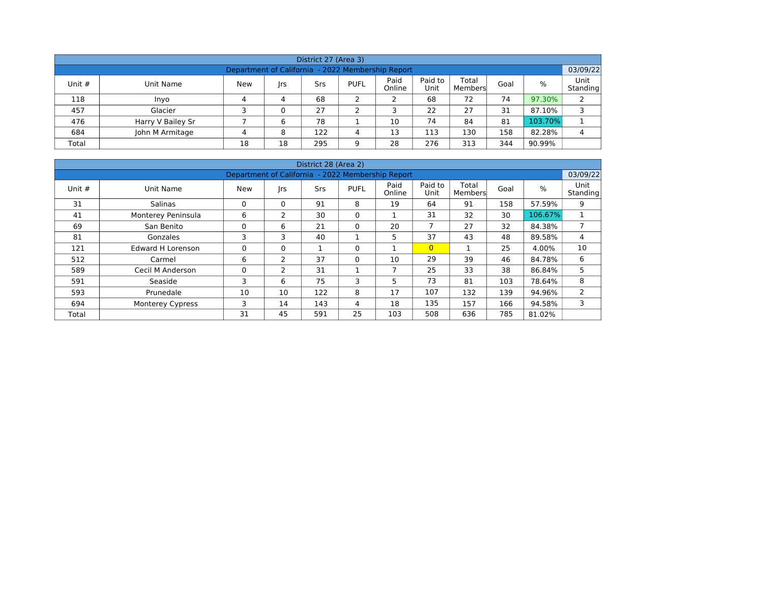| District 27 (Area 3) | | | | | | | | | | |
|---|---|---|---|---|---|---|---|---|---|---|
| Department of California - 2022 Membership Report | | | | | | | | | | 03/09/22 |
| Unit # | Unit Name | New | Jrs | Srs | PUFL | Paid Online | Paid to Unit | Total Members | Goal | % | Unit Standing |
| 118 | Inyo | 4 | 4 | 68 | 2 | 2 | 68 | 72 | 74 | 97.30% | 2 |
| 457 | Glacier | 3 | 0 | 27 | 2 | 3 | 22 | 27 | 31 | 87.10% | 3 |
| 476 | Harry V Bailey Sr | 7 | 6 | 78 | 1 | 10 | 74 | 84 | 81 | 103.70% | 1 |
| 684 | John M Armitage | 4 | 8 | 122 | 4 | 13 | 113 | 130 | 158 | 82.28% | 4 |
| Total | | 18 | 18 | 295 | 9 | 28 | 276 | 313 | 344 | 90.99% | |

| District 28 (Area 2) | | | | | | | | | | | |
|---|---|---|---|---|---|---|---|---|---|---|---|
| Department of California - 2022 Membership Report | | | | | | | | | | | 03/09/22 |
| Unit # | Unit Name | New | Jrs | Srs | PUFL | Paid Online | Paid to Unit | Total Members | Goal | % | Unit Standing |
| 31 | Salinas | 0 | 0 | 91 | 8 | 19 | 64 | 91 | 158 | 57.59% | 9 |
| 41 | Monterey Peninsula | 6 | 2 | 30 | 0 | 1 | 31 | 32 | 30 | 106.67% | 1 |
| 69 | San Benito | 0 | 6 | 21 | 0 | 20 | 7 | 27 | 32 | 84.38% | 7 |
| 81 | Gonzales | 3 | 3 | 40 | 1 | 5 | 37 | 43 | 48 | 89.58% | 4 |
| 121 | Edward H Lorenson | 0 | 0 | 1 | 0 | 1 | 0 | 1 | 25 | 4.00% | 10 |
| 512 | Carmel | 6 | 2 | 37 | 0 | 10 | 29 | 39 | 46 | 84.78% | 6 |
| 589 | Cecil M Anderson | 0 | 2 | 31 | 1 | 7 | 25 | 33 | 38 | 86.84% | 5 |
| 591 | Seaside | 3 | 6 | 75 | 3 | 5 | 73 | 81 | 103 | 78.64% | 8 |
| 593 | Prunedale | 10 | 10 | 122 | 8 | 17 | 107 | 132 | 139 | 94.96% | 2 |
| 694 | Monterey Cypress | 3 | 14 | 143 | 4 | 18 | 135 | 157 | 166 | 94.58% | 3 |
| Total | | 31 | 45 | 591 | 25 | 103 | 508 | 636 | 785 | 81.02% | |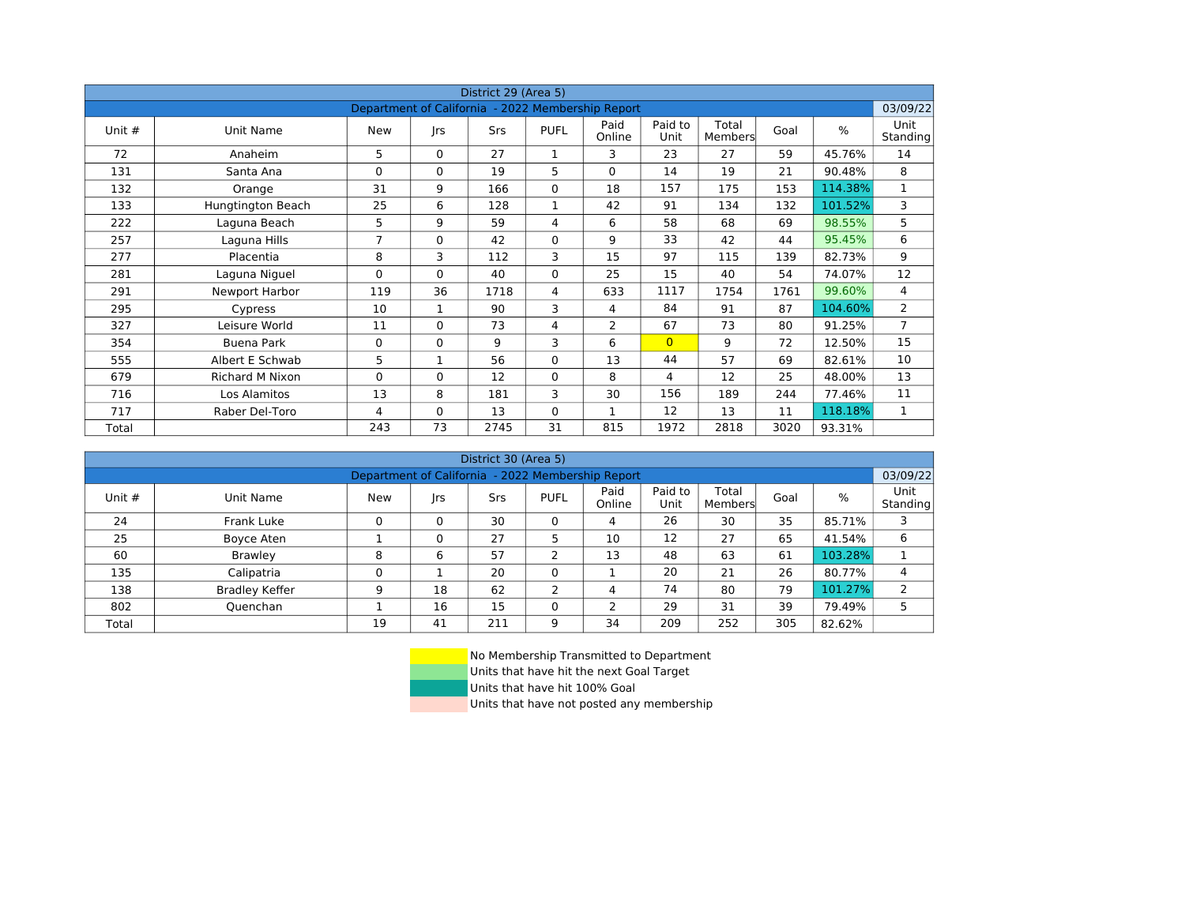| District 29 (Area 5) | | | | | | | | | | | |
|---|---|---|---|---|---|---|---|---|---|---|---|
| Department of California - 2022 Membership Report | | | | | | | | | | | 03/09/22 |
| Unit # | Unit Name | New | Jrs | Srs | PUFL | Paid Online | Paid to Unit | Total Members | Goal | % | Unit Standing |
| 72 | Anaheim | 5 | 0 | 27 | 1 | 3 | 23 | 27 | 59 | 45.76% | 14 |
| 131 | Santa Ana | 0 | 0 | 19 | 5 | 0 | 14 | 19 | 21 | 90.48% | 8 |
| 132 | Orange | 31 | 9 | 166 | 0 | 18 | 157 | 175 | 153 | 114.38% | 1 |
| 133 | Hungtington Beach | 25 | 6 | 128 | 1 | 42 | 91 | 134 | 132 | 101.52% | 3 |
| 222 | Laguna Beach | 5 | 9 | 59 | 4 | 6 | 58 | 68 | 69 | 98.55% | 5 |
| 257 | Laguna Hills | 7 | 0 | 42 | 0 | 9 | 33 | 42 | 44 | 95.45% | 6 |
| 277 | Placentia | 8 | 3 | 112 | 3 | 15 | 97 | 115 | 139 | 82.73% | 9 |
| 281 | Laguna Niguel | 0 | 0 | 40 | 0 | 25 | 15 | 40 | 54 | 74.07% | 12 |
| 291 | Newport Harbor | 119 | 36 | 1718 | 4 | 633 | 1117 | 1754 | 1761 | 99.60% | 4 |
| 295 | Cypress | 10 | 1 | 90 | 3 | 4 | 84 | 91 | 87 | 104.60% | 2 |
| 327 | Leisure World | 11 | 0 | 73 | 4 | 2 | 67 | 73 | 80 | 91.25% | 7 |
| 354 | Buena Park | 0 | 0 | 9 | 3 | 6 | 0 | 9 | 72 | 12.50% | 15 |
| 555 | Albert E Schwab | 5 | 1 | 56 | 0 | 13 | 44 | 57 | 69 | 82.61% | 10 |
| 679 | Richard M Nixon | 0 | 0 | 12 | 0 | 8 | 4 | 12 | 25 | 48.00% | 13 |
| 716 | Los Alamitos | 13 | 8 | 181 | 3 | 30 | 156 | 189 | 244 | 77.46% | 11 |
| 717 | Raber Del-Toro | 4 | 0 | 13 | 0 | 1 | 12 | 13 | 11 | 118.18% | 1 |
| Total | | 243 | 73 | 2745 | 31 | 815 | 1972 | 2818 | 3020 | 93.31% | |

| District 30 (Area 5) | | | | | | | | | | | |
|---|---|---|---|---|---|---|---|---|---|---|---|
| Department of California - 2022 Membership Report | | | | | | | | | | | 03/09/22 |
| Unit # | Unit Name | New | Jrs | Srs | PUFL | Paid Online | Paid to Unit | Total Members | Goal | % | Unit Standing |
| 24 | Frank Luke | 0 | 0 | 30 | 0 | 4 | 26 | 30 | 35 | 85.71% | 3 |
| 25 | Boyce Aten | 1 | 0 | 27 | 5 | 10 | 12 | 27 | 65 | 41.54% | 6 |
| 60 | Brawley | 8 | 6 | 57 | 2 | 13 | 48 | 63 | 61 | 103.28% | 1 |
| 135 | Calipatria | 0 | 1 | 20 | 0 | 1 | 20 | 21 | 26 | 80.77% | 4 |
| 138 | Bradley Keffer | 9 | 18 | 62 | 2 | 4 | 74 | 80 | 79 | 101.27% | 2 |
| 802 | Quenchan | 1 | 16 | 15 | 0 | 2 | 29 | 31 | 39 | 79.49% | 5 |
| Total | | 19 | 41 | 211 | 9 | 34 | 209 | 252 | 305 | 82.62% | |

No Membership Transmitted to Department

Units that have hit the next Goal Target

Units that have hit 100% Goal

Units that have not posted any membership